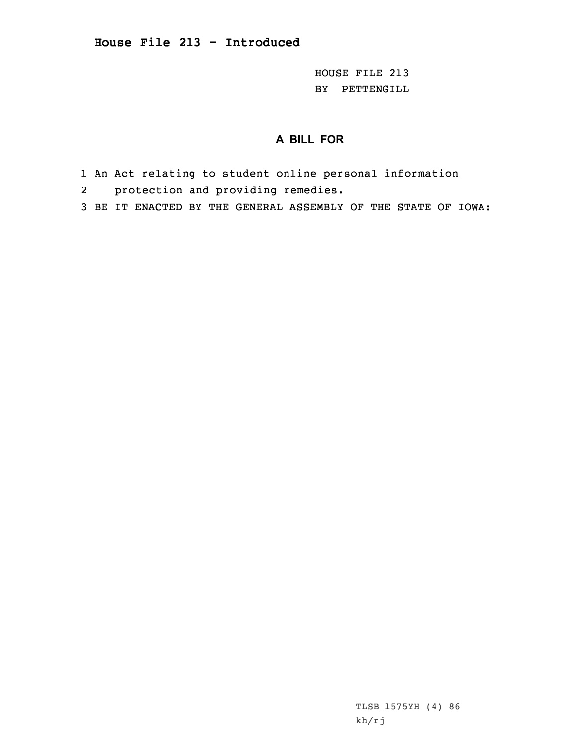# House File 213 - Introduced

HOUSE FILE 213
BY PETTENGILL

## A BILL FOR

1 An Act relating to student online personal information
2 protection and providing remedies.
3 BE IT ENACTED BY THE GENERAL ASSEMBLY OF THE STATE OF IOWA:

TLSB 1575YH (4) 86
kh/rj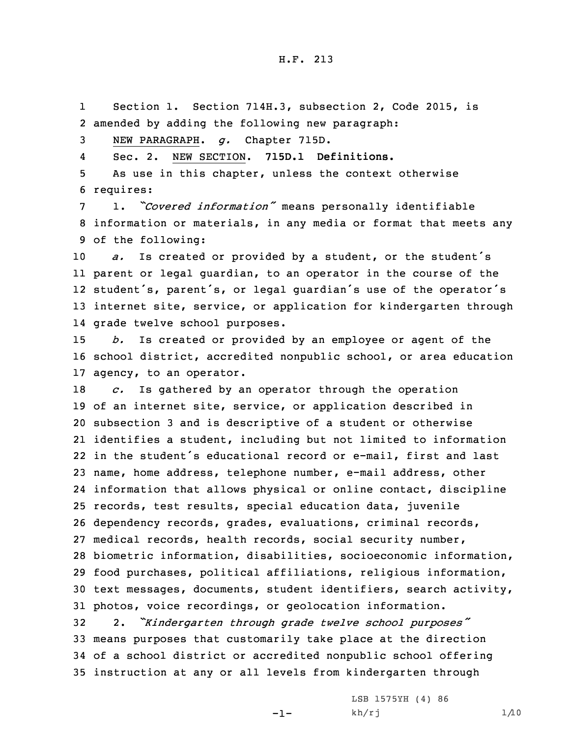H.F. 213

Section 1. Section 714H.3, subsection 2, Code 2015, is amended by adding the following new paragraph:

NEW PARAGRAPH. *g.* Chapter 715D.

Sec. 2. NEW SECTION. **715D.1 Definitions.**

As use in this chapter, unless the context otherwise requires:

1. *"Covered information"* means personally identifiable information or materials, in any media or format that meets any of the following:

*a.* Is created or provided by a student, or the student's parent or legal guardian, to an operator in the course of the student's, parent's, or legal guardian's use of the operator's internet site, service, or application for kindergarten through grade twelve school purposes.

*b.* Is created or provided by an employee or agent of the school district, accredited nonpublic school, or area education agency, to an operator.

*c.* Is gathered by an operator through the operation of an internet site, service, or application described in subsection 3 and is descriptive of a student or otherwise identifies a student, including but not limited to information in the student's educational record or e-mail, first and last name, home address, telephone number, e-mail address, other information that allows physical or online contact, discipline records, test results, special education data, juvenile dependency records, grades, evaluations, criminal records, medical records, health records, social security number, biometric information, disabilities, socioeconomic information, food purchases, political affiliations, religious information, text messages, documents, student identifiers, search activity, photos, voice recordings, or geolocation information.

2. *"Kindergarten through grade twelve school purposes"* means purposes that customarily take place at the direction of a school district or accredited nonpublic school offering instruction at any or all levels from kindergarten through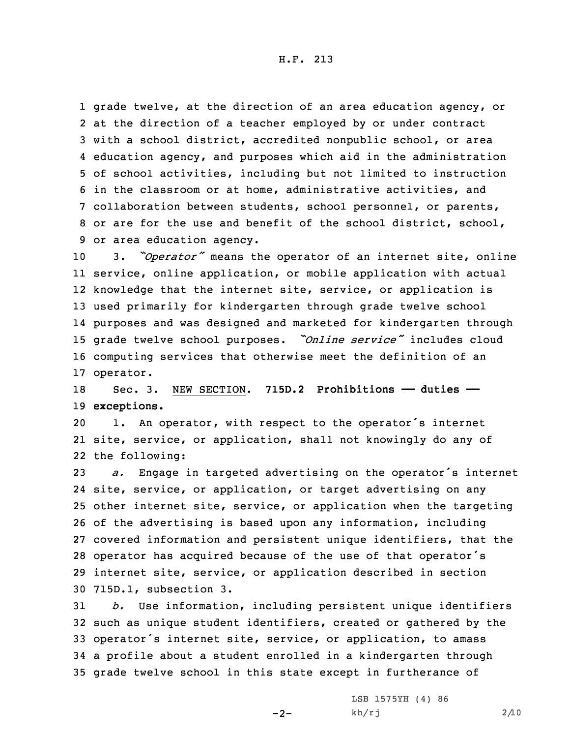grade twelve, at the direction of an area education agency, or at the direction of a teacher employed by or under contract with a school district, accredited nonpublic school, or area education agency, and purposes which aid in the administration of school activities, including but not limited to instruction in the classroom or at home, administrative activities, and collaboration between students, school personnel, or parents, or are for the use and benefit of the school district, school, or area education agency.

3. *"Operator"* means the operator of an internet site, online service, online application, or mobile application with actual knowledge that the internet site, service, or application is used primarily for kindergarten through grade twelve school purposes and was designed and marketed for kindergarten through grade twelve school purposes. *"Online service"* includes cloud computing services that otherwise meet the definition of an operator.

Sec. 3. NEW SECTION. **715D.2 Prohibitions —— duties —— exceptions.**

1. An operator, with respect to the operator's internet site, service, or application, shall not knowingly do any of the following:

*a.* Engage in targeted advertising on the operator's internet site, service, or application, or target advertising on any other internet site, service, or application when the targeting of the advertising is based upon any information, including covered information and persistent unique identifiers, that the operator has acquired because of the use of that operator's internet site, service, or application described in section 715D.1, subsection 3.

*b.* Use information, including persistent unique identifiers such as unique student identifiers, created or gathered by the operator's internet site, service, or application, to amass a profile about a student enrolled in a kindergarten through grade twelve school in this state except in furtherance of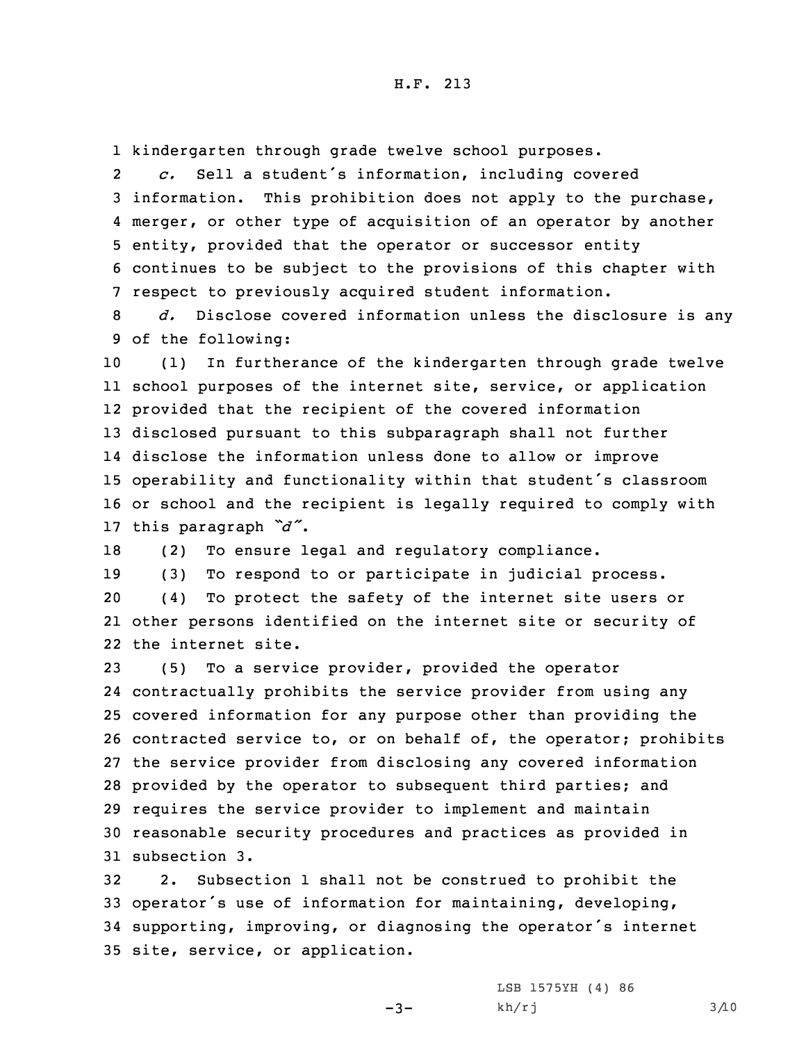kindergarten through grade twelve school purposes.

*c.* Sell a student's information, including covered information. This prohibition does not apply to the purchase, merger, or other type of acquisition of an operator by another entity, provided that the operator or successor entity continues to be subject to the provisions of this chapter with respect to previously acquired student information.

*d.* Disclose covered information unless the disclosure is any of the following:

(1) In furtherance of the kindergarten through grade twelve school purposes of the internet site, service, or application provided that the recipient of the covered information disclosed pursuant to this subparagraph shall not further disclose the information unless done to allow or improve operability and functionality within that student's classroom or school and the recipient is legally required to comply with this paragraph *"d"*.

(2) To ensure legal and regulatory compliance.

(3) To respond to or participate in judicial process.

(4) To protect the safety of the internet site users or other persons identified on the internet site or security of the internet site.

(5) To a service provider, provided the operator contractually prohibits the service provider from using any covered information for any purpose other than providing the contracted service to, or on behalf of, the operator; prohibits the service provider from disclosing any covered information provided by the operator to subsequent third parties; and requires the service provider to implement and maintain reasonable security procedures and practices as provided in subsection 3.

2. Subsection 1 shall not be construed to prohibit the operator's use of information for maintaining, developing, supporting, improving, or diagnosing the operator's internet site, service, or application.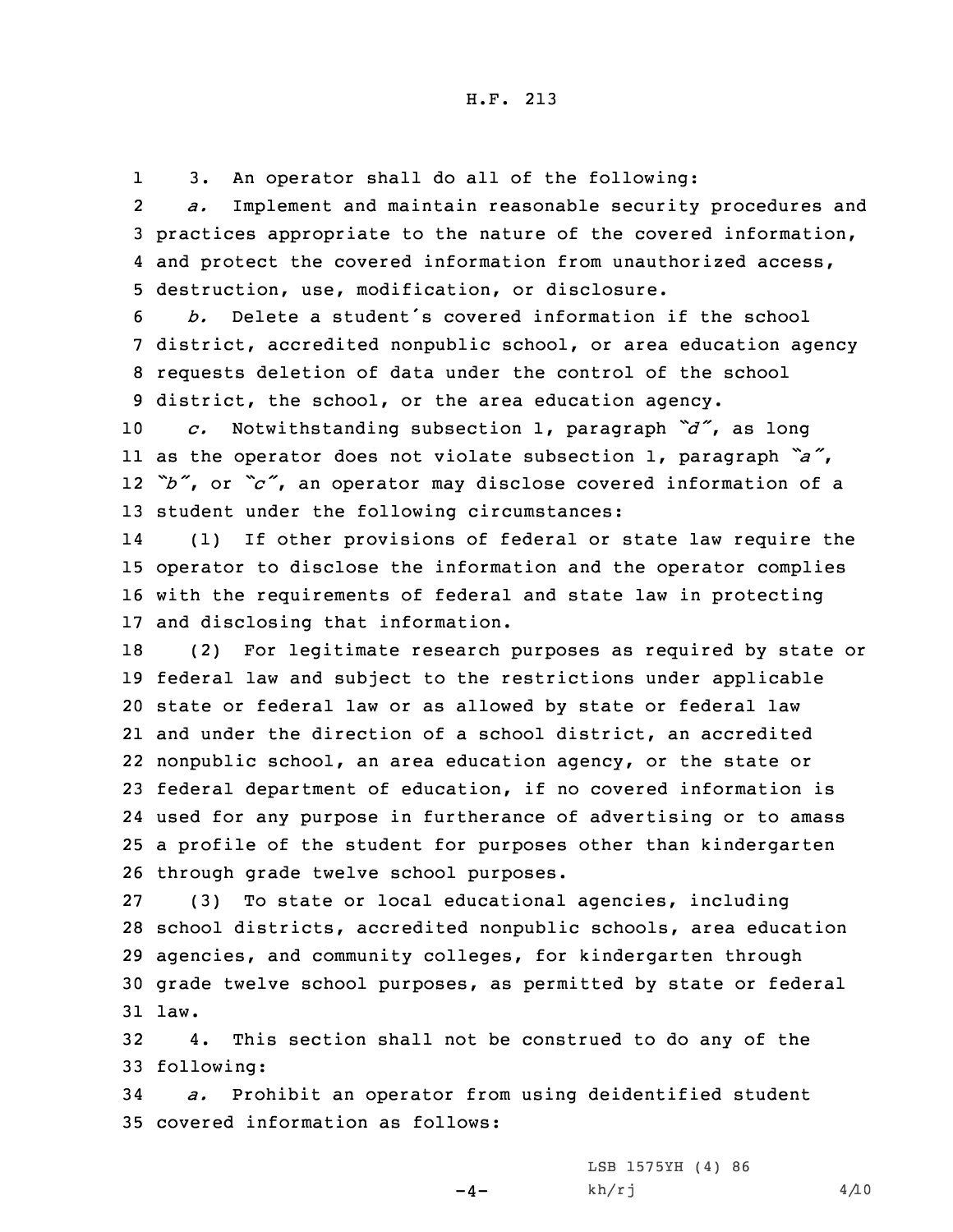3. An operator shall do all of the following:

*a.* Implement and maintain reasonable security procedures and practices appropriate to the nature of the covered information, and protect the covered information from unauthorized access, destruction, use, modification, or disclosure.

*b.* Delete a student's covered information if the school district, accredited nonpublic school, or area education agency requests deletion of data under the control of the school district, the school, or the area education agency.

*c.* Notwithstanding subsection 1, paragraph *"d"*, as long as the operator does not violate subsection 1, paragraph *"a"*, *"b"*, or *"c"*, an operator may disclose covered information of a student under the following circumstances:

(1) If other provisions of federal or state law require the operator to disclose the information and the operator complies with the requirements of federal and state law in protecting and disclosing that information.

(2) For legitimate research purposes as required by state or federal law and subject to the restrictions under applicable state or federal law or as allowed by state or federal law and under the direction of a school district, an accredited nonpublic school, an area education agency, or the state or federal department of education, if no covered information is used for any purpose in furtherance of advertising or to amass a profile of the student for purposes other than kindergarten through grade twelve school purposes.

(3) To state or local educational agencies, including school districts, accredited nonpublic schools, area education agencies, and community colleges, for kindergarten through grade twelve school purposes, as permitted by state or federal law.

4. This section shall not be construed to do any of the following:

*a.* Prohibit an operator from using deidentified student covered information as follows: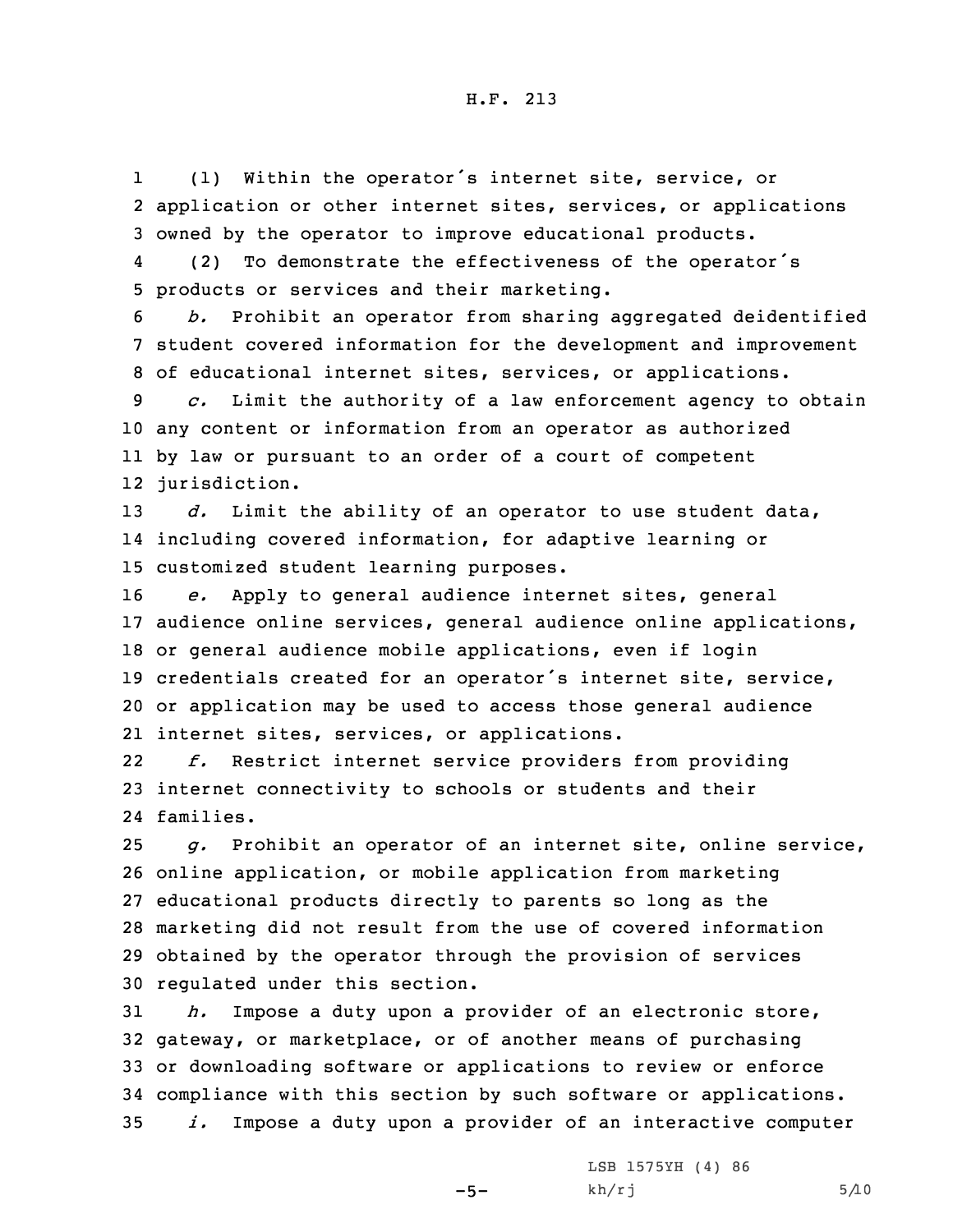(1) Within the operator's internet site, service, or application or other internet sites, services, or applications owned by the operator to improve educational products.

(2) To demonstrate the effectiveness of the operator's products or services and their marketing.

*b.* Prohibit an operator from sharing aggregated deidentified student covered information for the development and improvement of educational internet sites, services, or applications.

*c.* Limit the authority of a law enforcement agency to obtain any content or information from an operator as authorized by law or pursuant to an order of a court of competent jurisdiction.

*d.* Limit the ability of an operator to use student data, including covered information, for adaptive learning or customized student learning purposes.

*e.* Apply to general audience internet sites, general audience online services, general audience online applications, or general audience mobile applications, even if login credentials created for an operator's internet site, service, or application may be used to access those general audience internet sites, services, or applications.

*f.* Restrict internet service providers from providing internet connectivity to schools or students and their families.

*g.* Prohibit an operator of an internet site, online service, online application, or mobile application from marketing educational products directly to parents so long as the marketing did not result from the use of covered information obtained by the operator through the provision of services regulated under this section.

*h.* Impose a duty upon a provider of an electronic store, gateway, or marketplace, or of another means of purchasing or downloading software or applications to review or enforce compliance with this section by such software or applications.

*i.* Impose a duty upon a provider of an interactive computer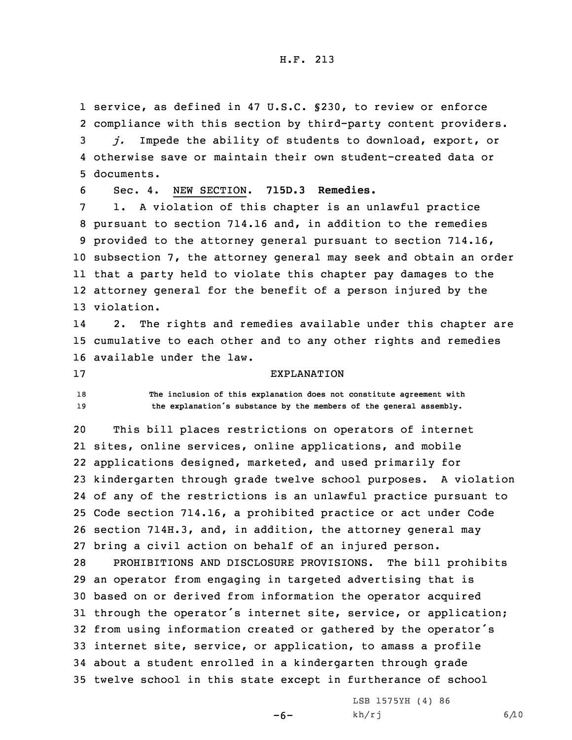service, as defined in 47 U.S.C. §230, to review or enforce compliance with this section by third-party content providers.

*j.* Impede the ability of students to download, export, or otherwise save or maintain their own student-created data or documents.

Sec. 4. NEW SECTION. **715D.3 Remedies.**

1. A violation of this chapter is an unlawful practice pursuant to section 714.16 and, in addition to the remedies provided to the attorney general pursuant to section 714.16, subsection 7, the attorney general may seek and obtain an order that a party held to violate this chapter pay damages to the attorney general for the benefit of a person injured by the violation.

2. The rights and remedies available under this chapter are cumulative to each other and to any other rights and remedies available under the law.

EXPLANATION

The inclusion of this explanation does not constitute agreement with the explanation's substance by the members of the general assembly.

This bill places restrictions on operators of internet sites, online services, online applications, and mobile applications designed, marketed, and used primarily for kindergarten through grade twelve school purposes. A violation of any of the restrictions is an unlawful practice pursuant to Code section 714.16, a prohibited practice or act under Code section 714H.3, and, in addition, the attorney general may bring a civil action on behalf of an injured person.

PROHIBITIONS AND DISCLOSURE PROVISIONS. The bill prohibits an operator from engaging in targeted advertising that is based on or derived from information the operator acquired through the operator's internet site, service, or application; from using information created or gathered by the operator's internet site, service, or application, to amass a profile about a student enrolled in a kindergarten through grade twelve school in this state except in furtherance of school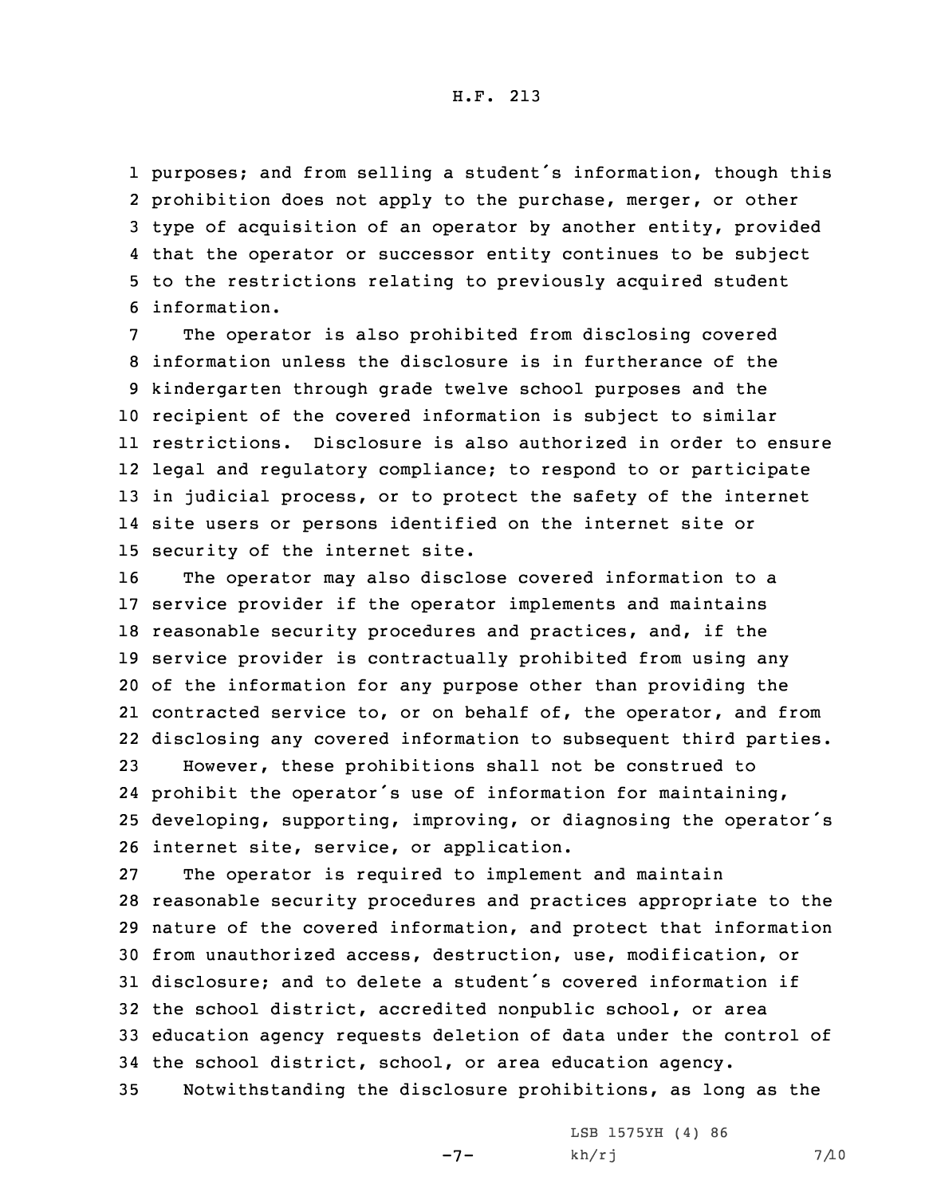purposes; and from selling a student's information, though this prohibition does not apply to the purchase, merger, or other type of acquisition of an operator by another entity, provided that the operator or successor entity continues to be subject to the restrictions relating to previously acquired student information.

The operator is also prohibited from disclosing covered information unless the disclosure is in furtherance of the kindergarten through grade twelve school purposes and the recipient of the covered information is subject to similar restrictions. Disclosure is also authorized in order to ensure legal and regulatory compliance; to respond to or participate in judicial process, or to protect the safety of the internet site users or persons identified on the internet site or security of the internet site.

The operator may also disclose covered information to a service provider if the operator implements and maintains reasonable security procedures and practices, and, if the service provider is contractually prohibited from using any of the information for any purpose other than providing the contracted service to, or on behalf of, the operator, and from disclosing any covered information to subsequent third parties.

However, these prohibitions shall not be construed to prohibit the operator's use of information for maintaining, developing, supporting, improving, or diagnosing the operator's internet site, service, or application.

The operator is required to implement and maintain reasonable security procedures and practices appropriate to the nature of the covered information, and protect that information from unauthorized access, destruction, use, modification, or disclosure; and to delete a student's covered information if the school district, accredited nonpublic school, or area education agency requests deletion of data under the control of the school district, school, or area education agency.

Notwithstanding the disclosure prohibitions, as long as the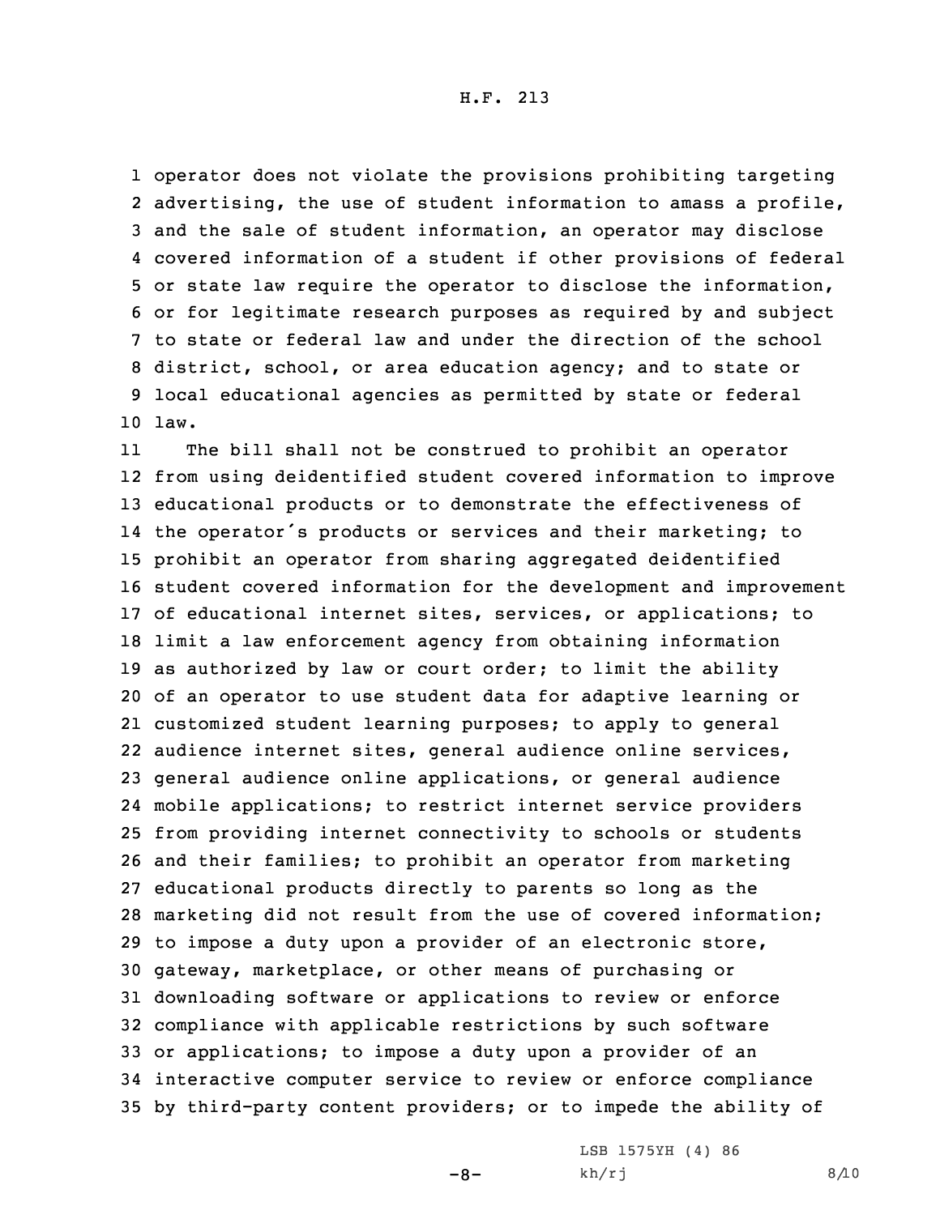operator does not violate the provisions prohibiting targeting advertising, the use of student information to amass a profile, and the sale of student information, an operator may disclose covered information of a student if other provisions of federal or state law require the operator to disclose the information, or for legitimate research purposes as required by and subject to state or federal law and under the direction of the school district, school, or area education agency; and to state or local educational agencies as permitted by state or federal law.

The bill shall not be construed to prohibit an operator from using deidentified student covered information to improve educational products or to demonstrate the effectiveness of the operator's products or services and their marketing; to prohibit an operator from sharing aggregated deidentified student covered information for the development and improvement of educational internet sites, services, or applications; to limit a law enforcement agency from obtaining information as authorized by law or court order; to limit the ability of an operator to use student data for adaptive learning or customized student learning purposes; to apply to general audience internet sites, general audience online services, general audience online applications, or general audience mobile applications; to restrict internet service providers from providing internet connectivity to schools or students and their families; to prohibit an operator from marketing educational products directly to parents so long as the marketing did not result from the use of covered information; to impose a duty upon a provider of an electronic store, gateway, marketplace, or other means of purchasing or downloading software or applications to review or enforce compliance with applicable restrictions by such software or applications; to impose a duty upon a provider of an interactive computer service to review or enforce compliance by third-party content providers; or to impede the ability of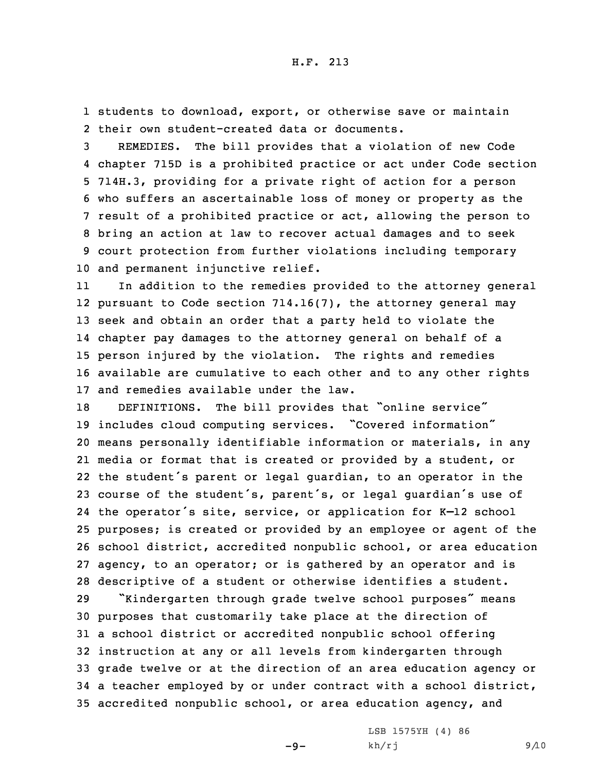students to download, export, or otherwise save or maintain their own student-created data or documents.

REMEDIES. The bill provides that a violation of new Code chapter 715D is a prohibited practice or act under Code section 714H.3, providing for a private right of action for a person who suffers an ascertainable loss of money or property as the result of a prohibited practice or act, allowing the person to bring an action at law to recover actual damages and to seek court protection from further violations including temporary and permanent injunctive relief.

In addition to the remedies provided to the attorney general pursuant to Code section 714.16(7), the attorney general may seek and obtain an order that a party held to violate the chapter pay damages to the attorney general on behalf of a person injured by the violation. The rights and remedies available are cumulative to each other and to any other rights and remedies available under the law.

DEFINITIONS. The bill provides that "online service" includes cloud computing services. "Covered information" means personally identifiable information or materials, in any media or format that is created or provided by a student, or the student's parent or legal guardian, to an operator in the course of the student's, parent's, or legal guardian's use of the operator's site, service, or application for K—12 school purposes; is created or provided by an employee or agent of the school district, accredited nonpublic school, or area education agency, to an operator; or is gathered by an operator and is descriptive of a student or otherwise identifies a student.

"Kindergarten through grade twelve school purposes" means purposes that customarily take place at the direction of a school district or accredited nonpublic school offering instruction at any or all levels from kindergarten through grade twelve or at the direction of an area education agency or a teacher employed by or under contract with a school district, accredited nonpublic school, or area education agency, and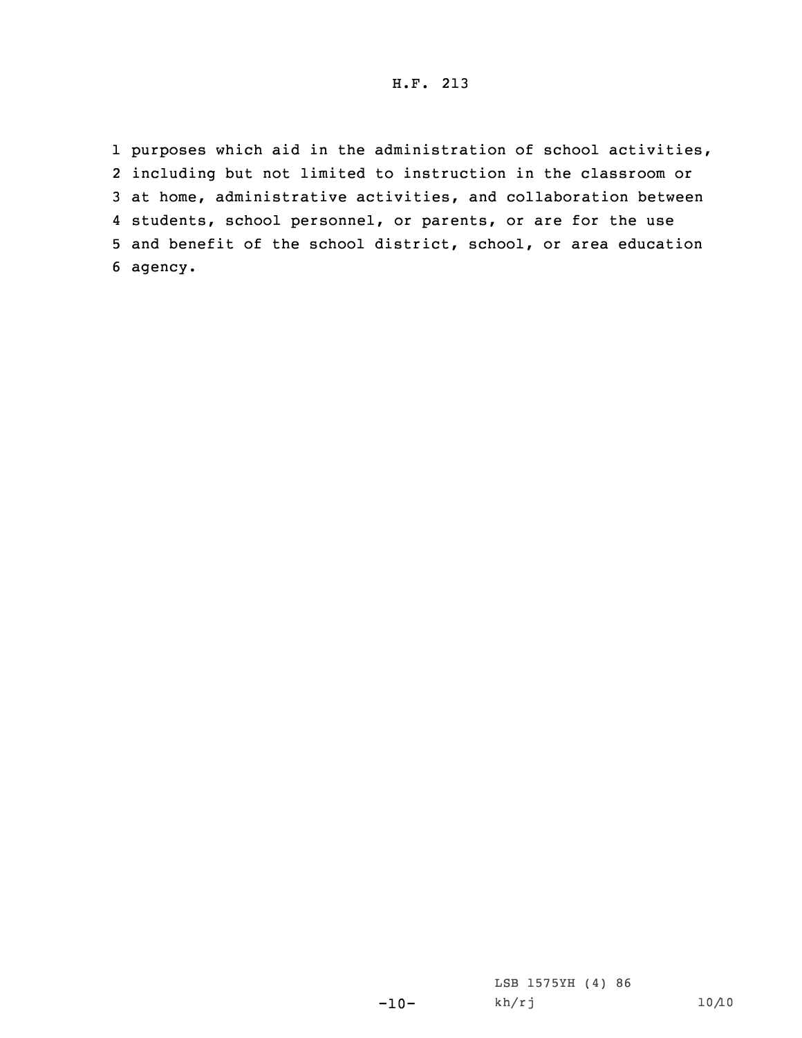purposes which aid in the administration of school activities, including but not limited to instruction in the classroom or at home, administrative activities, and collaboration between students, school personnel, or parents, or are for the use and benefit of the school district, school, or area education agency.